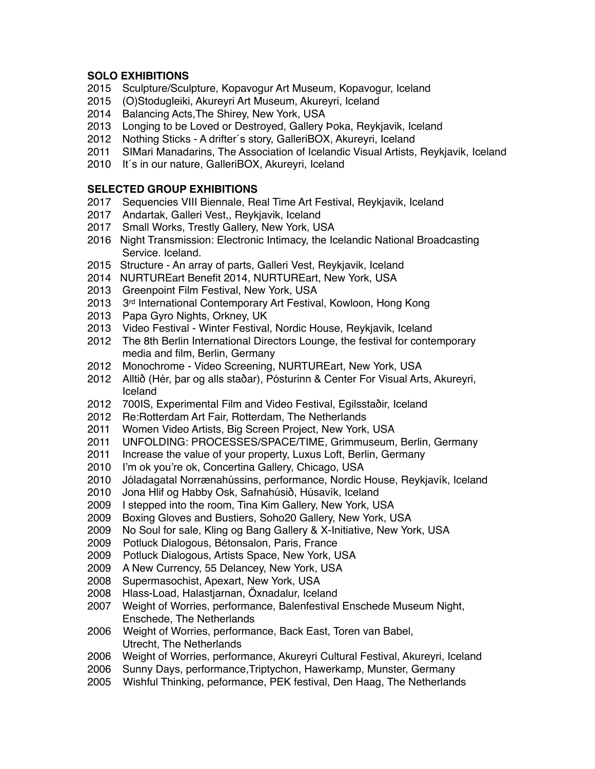## SOLO EXHIBITIONS

2015 Sculpture/Sculpture, Kopavogur Art Museum, Kopavogur, Iceland
2015 (O)Stodugleiki, Akureyri Art Museum, Akureyri, Iceland
2014 Balancing Acts,The Shirey, New York, USA
2013 Longing to be Loved or Destroyed, Gallery Þoka, Reykjavik, Iceland
2012 Nothing Sticks - A drifter´s story, GalleriBOX, Akureyri, Iceland
2011 SIMari Manadarins, The Association of Icelandic Visual Artists, Reykjavik, Iceland
2010 It´s in our nature, GalleriBOX, Akureyri, Iceland

## SELECTED GROUP EXHIBITIONS

2017 Sequencies VIII Biennale, Real Time Art Festival, Reykjavik, Iceland
2017 Andartak, Galleri Vest,, Reykjavik, Iceland
2017 Small Works, Trestly Gallery, New York, USA
2016 Night Transmission: Electronic Intimacy, the Icelandic National Broadcasting Service. Iceland.
2015 Structure - An array of parts, Galleri Vest, Reykjavik, Iceland
2014 NURTUREart Benefit 2014, NURTUREart, New York, USA
2013 Greenpoint Film Festival, New York, USA
2013 3rd International Contemporary Art Festival, Kowloon, Hong Kong
2013 Papa Gyro Nights, Orkney, UK
2013 Video Festival - Winter Festival, Nordic House, Reykjavik, Iceland
2012 The 8th Berlin International Directors Lounge, the festival for contemporary media and film, Berlin, Germany
2012 Monochrome - Video Screening, NURTUREart, New York, USA
2012 Alltið (Hér, þar og alls staðar), Pósturinn & Center For Visual Arts, Akureyri, Iceland
2012 700IS, Experimental Film and Video Festival, Egilsstaðir, Iceland
2012 Re:Rotterdam Art Fair, Rotterdam, The Netherlands
2011 Women Video Artists, Big Screen Project, New York, USA
2011 UNFOLDING: PROCESSES/SPACE/TIME, Grimmuseum, Berlin, Germany
2011 Increase the value of your property, Luxus Loft, Berlin, Germany
2010 I'm ok you're ok, Concertina Gallery, Chicago, USA
2010 Jóladagatal Norrænahússins, performance, Nordic House, Reykjavík, Iceland
2010 Jona Hlif og Habby Osk, Safnahúsið, Húsavík, Iceland
2009 I stepped into the room, Tina Kim Gallery, New York, USA
2009 Boxing Gloves and Bustiers, Soho20 Gallery, New York, USA
2009 No Soul for sale, Kling og Bang Gallery & X-Initiative, New York, USA
2009 Potluck Dialogous, Bétonsalon, Paris, France
2009 Potluck Dialogous, Artists Space, New York, USA
2009 A New Currency, 55 Delancey, New York, USA
2008 Supermasochist, Apexart, New York, USA
2008 Hlass-Load, Halastjarnan, Öxnadalur, Iceland
2007 Weight of Worries, performance, Balenfestival Enschede Museum Night, Enschede, The Netherlands
2006 Weight of Worries, performance, Back East, Toren van Babel, Utrecht, The Netherlands
2006 Weight of Worries, performance, Akureyri Cultural Festival, Akureyri, Iceland
2006 Sunny Days, performance,Triptychon, Hawerkamp, Munster, Germany
2005 Wishful Thinking, peformance, PEK festival, Den Haag, The Netherlands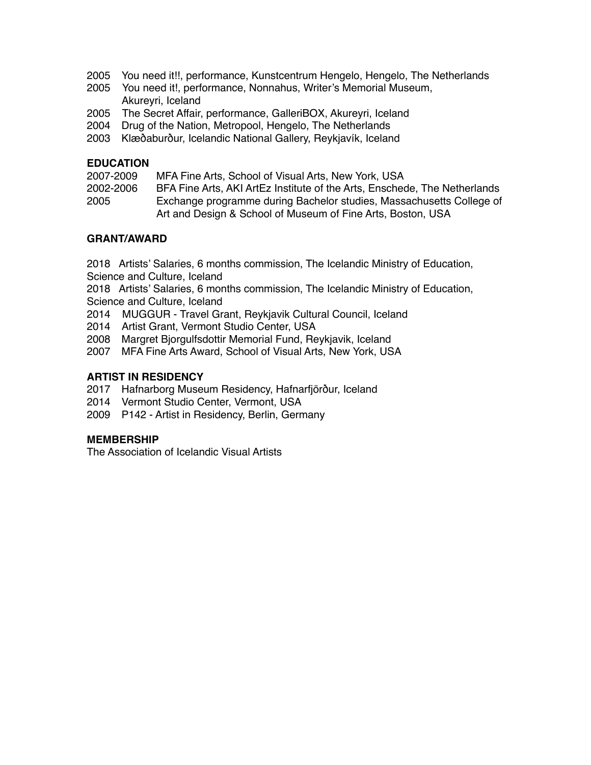2005 You need it!!, performance, Kunstcentrum Hengelo, Hengelo, The Netherlands
2005 You need it!, performance, Nonnahus, Writer's Memorial Museum, Akureyri, Iceland
2005 The Secret Affair, performance, GalleriBOX, Akureyri, Iceland
2004 Drug of the Nation, Metropool, Hengelo, The Netherlands
2003 Klæðaburður, Icelandic National Gallery, Reykjavík, Iceland

**EDUCATION**

2007-2009 MFA Fine Arts, School of Visual Arts, New York, USA
2002-2006 BFA Fine Arts, AKI ArtEz Institute of the Arts, Enschede, The Netherlands
2005 Exchange programme during Bachelor studies, Massachusetts College of Art and Design & School of Museum of Fine Arts, Boston, USA

**GRANT/AWARD**

2018 Artists' Salaries, 6 months commission, The Icelandic Ministry of Education, Science and Culture, Iceland
2018 Artists' Salaries, 6 months commission, The Icelandic Ministry of Education, Science and Culture, Iceland
2014 MUGGUR - Travel Grant, Reykjavik Cultural Council, Iceland
2014 Artist Grant, Vermont Studio Center, USA
2008 Margret Bjorgulfsdottir Memorial Fund, Reykjavik, Iceland
2007 MFA Fine Arts Award, School of Visual Arts, New York, USA

**ARTIST IN RESIDENCY**

2017 Hafnarborg Museum Residency, Hafnarfjörður, Iceland
2014 Vermont Studio Center, Vermont, USA
2009 P142 - Artist in Residency, Berlin, Germany

**MEMBERSHIP**

The Association of Icelandic Visual Artists